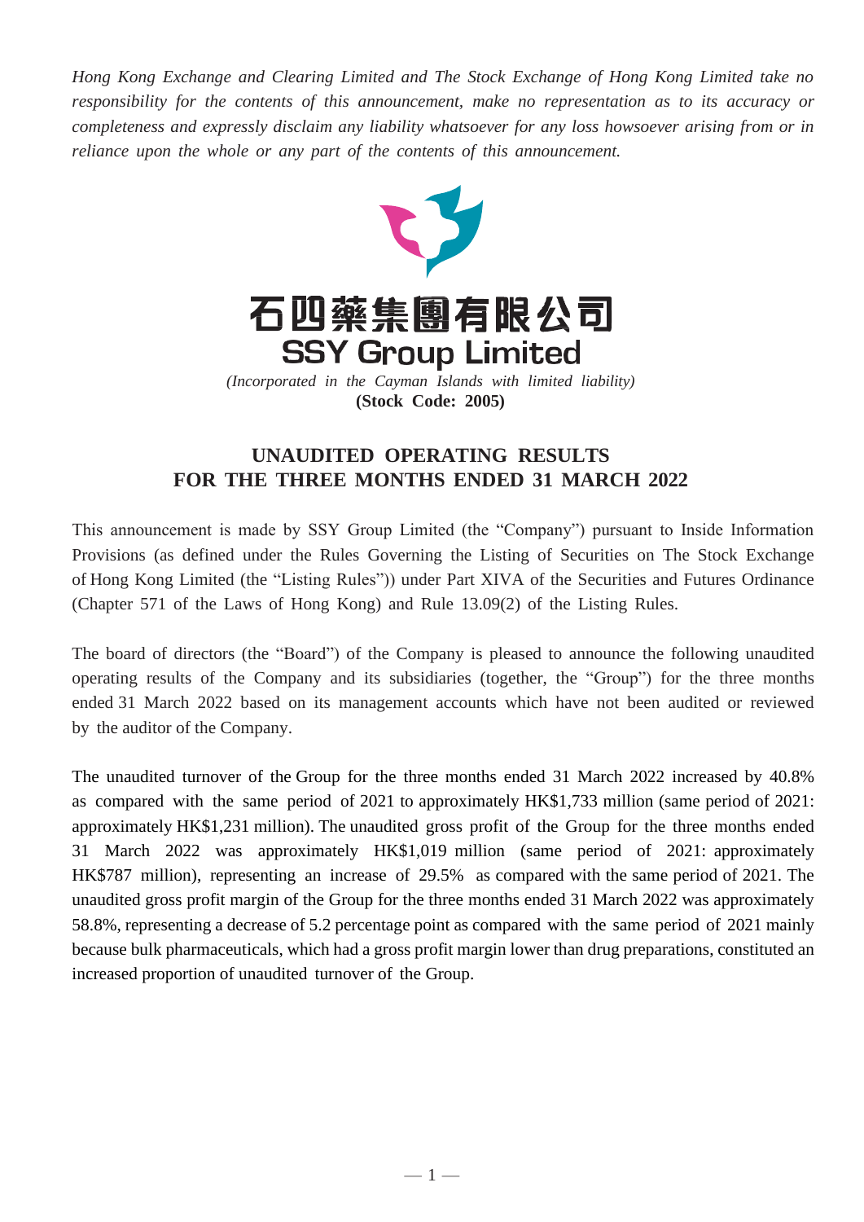*Hong Kong Exchange and Clearing Limited and The Stock Exchange of Hong Kong Limited take no responsibility for the contents of this announcement, make no representation as to its accuracy or completeness and expressly disclaim any liability whatsoever for any loss howsoever arising from or in reliance upon the whole or any part of the contents of this announcement.*

# 石四藥集團有限公司
# SSY Group Limited

*(Incorporated in the Cayman Islands with limited liability)*
**(Stock Code: 2005)**

## UNAUDITED OPERATING RESULTS FOR THE THREE MONTHS ENDED 31 MARCH 2022

This announcement is made by SSY Group Limited (the "Company") pursuant to Inside Information Provisions (as defined under the Rules Governing the Listing of Securities on The Stock Exchange of Hong Kong Limited (the "Listing Rules")) under Part XIVA of the Securities and Futures Ordinance (Chapter 571 of the Laws of Hong Kong) and Rule 13.09(2) of the Listing Rules.

The board of directors (the "Board") of the Company is pleased to announce the following unaudited operating results of the Company and its subsidiaries (together, the "Group") for the three months ended 31 March 2022 based on its management accounts which have not been audited or reviewed by the auditor of the Company.

The unaudited turnover of the Group for the three months ended 31 March 2022 increased by 40.8% as compared with the same period of 2021 to approximately HK$1,733 million (same period of 2021: approximately HK$1,231 million). The unaudited gross profit of the Group for the three months ended 31 March 2022 was approximately HK$1,019 million (same period of 2021: approximately HK$787 million), representing an increase of 29.5% as compared with the same period of 2021. The unaudited gross profit margin of the Group for the three months ended 31 March 2022 was approximately 58.8%, representing a decrease of 5.2 percentage point as compared with the same period of 2021 mainly because bulk pharmaceuticals, which had a gross profit margin lower than drug preparations, constituted an increased proportion of unaudited turnover of the Group.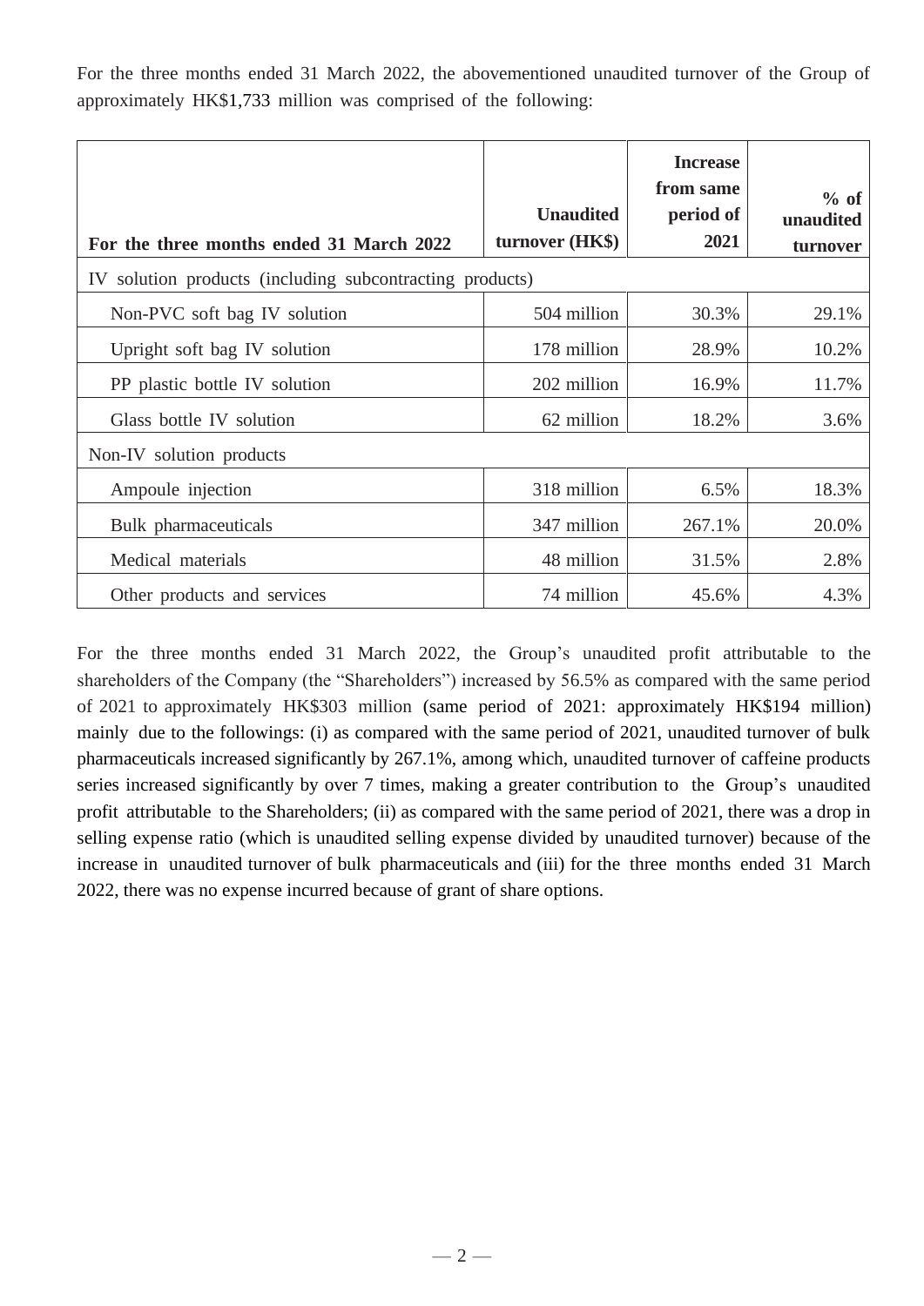For the three months ended 31 March 2022, the abovementioned unaudited turnover of the Group of approximately HK$1,733 million was comprised of the following:

| For the three months ended 31 March 2022 | Unaudited turnover (HK$) | Increase from same period of 2021 | % of unaudited turnover |
|---|---|---|---|
| IV solution products (including subcontracting products) | | | |
| Non-PVC soft bag IV solution | 504 million | 30.3% | 29.1% |
| Upright soft bag IV solution | 178 million | 28.9% | 10.2% |
| PP plastic bottle IV solution | 202 million | 16.9% | 11.7% |
| Glass bottle IV solution | 62 million | 18.2% | 3.6% |
| Non-IV solution products | | | |
| Ampoule injection | 318 million | 6.5% | 18.3% |
| Bulk pharmaceuticals | 347 million | 267.1% | 20.0% |
| Medical materials | 48 million | 31.5% | 2.8% |
| Other products and services | 74 million | 45.6% | 4.3% |

For the three months ended 31 March 2022, the Group's unaudited profit attributable to the shareholders of the Company (the "Shareholders") increased by 56.5% as compared with the same period of 2021 to approximately HK$303 million (same period of 2021: approximately HK$194 million) mainly due to the followings: (i) as compared with the same period of 2021, unaudited turnover of bulk pharmaceuticals increased significantly by 267.1%, among which, unaudited turnover of caffeine products series increased significantly by over 7 times, making a greater contribution to the Group's unaudited profit attributable to the Shareholders; (ii) as compared with the same period of 2021, there was a drop in selling expense ratio (which is unaudited selling expense divided by unaudited turnover) because of the increase in unaudited turnover of bulk pharmaceuticals and (iii) for the three months ended 31 March 2022, there was no expense incurred because of grant of share options.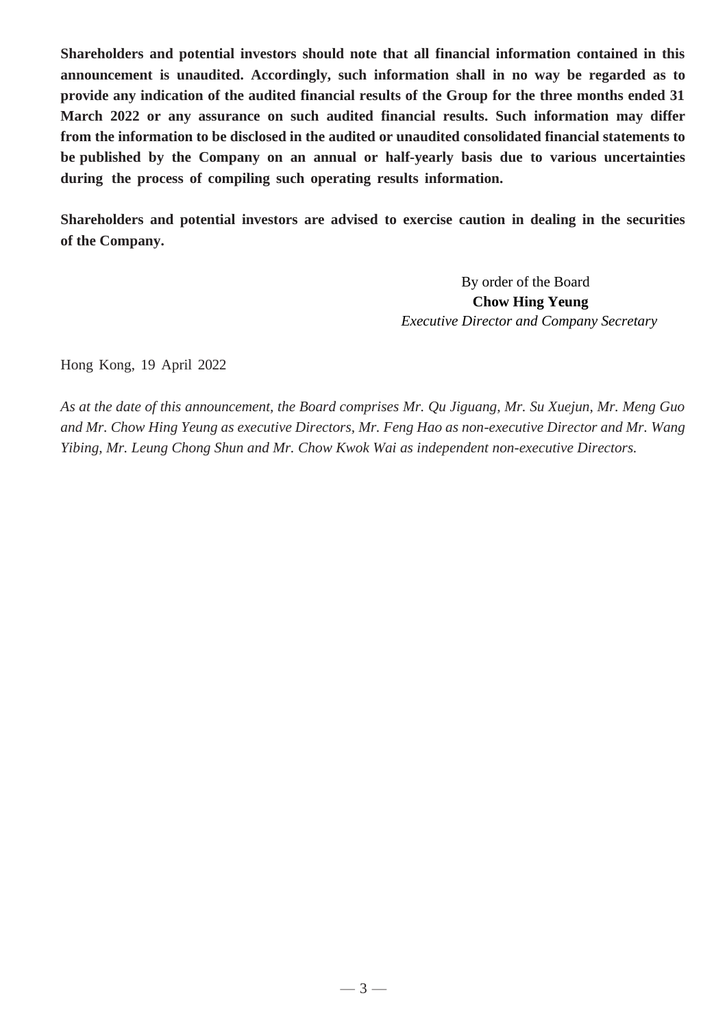**Shareholders and potential investors should note that all financial information contained in this announcement is unaudited. Accordingly, such information shall in no way be regarded as to provide any indication of the audited financial results of the Group for the three months ended 31 March 2022 or any assurance on such audited financial results. Such information may differ from the information to be disclosed in the audited or unaudited consolidated financial statements to be published by the Company on an annual or half-yearly basis due to various uncertainties during the process of compiling such operating results information.**

**Shareholders and potential investors are advised to exercise caution in dealing in the securities of the Company.**

By order of the Board
**Chow Hing Yeung**
*Executive Director and Company Secretary*

Hong Kong, 19 April 2022

*As at the date of this announcement, the Board comprises Mr. Qu Jiguang, Mr. Su Xuejun, Mr. Meng Guo and Mr. Chow Hing Yeung as executive Directors, Mr. Feng Hao as non-executive Director and Mr. Wang Yibing, Mr. Leung Chong Shun and Mr. Chow Kwok Wai as independent non-executive Directors.*